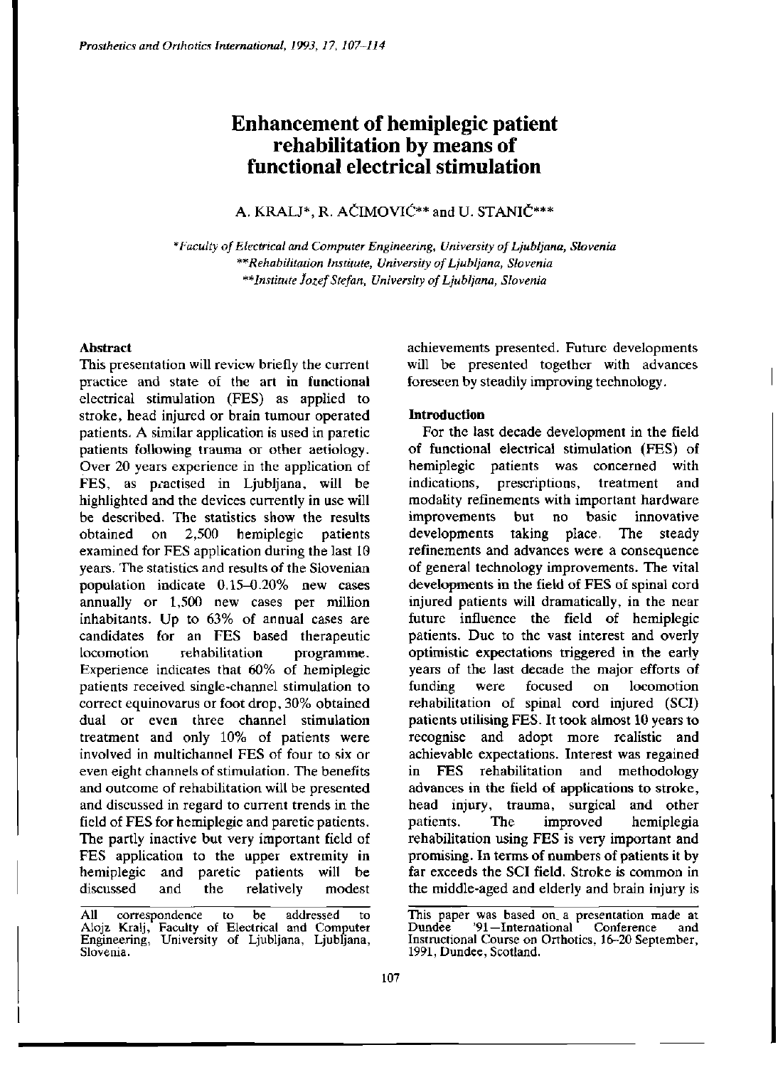# Enhancement of hemiplegic patient rehabilitation by means of functional electrical stimulation

A. KRALJ*, R. AČIMOVIĆ** and U. STANIČ***

*Faculty of Electrical and Computer Engineering, University of Ljubljana, Slovenia
**Rehabilitation Institute, University of Ljubljana, Slovenia
**Institute Jožef Stefan, University of Ljubljana, Slovenia

### Abstract

This presentation will review briefly the current practice and state of the art in functional electrical stimulation (FES) as applied to stroke, head injured or brain tumour operated patients. A similar application is used in paretic patients following trauma or other aetiology. Over 20 years experience in the application of FES, as practised in Ljubljana, will be highlighted and the devices currently in use will be described. The statistics show the results obtained on 2,500 hemiplegic patients examined for FES application during the last 10 years. The statistics and results of the Slovenian population indicate 0.15–0.20% new cases annually or 1,500 new cases per million inhabitants. Up to 63% of annual cases are candidates for an FES based therapeutic locomotion rehabilitation programme. Experience indicates that 60% of hemiplegic patients received single-channel stimulation to correct equinovarus or foot drop, 30% obtained dual or even three channel stimulation treatment and only 10% of patients were involved in multichannel FES of four to six or even eight channels of stimulation. The benefits and outcome of rehabilitation will be presented and discussed in regard to current trends in the field of FES for hemiplegic and paretic patients. The partly inactive but very important field of FES application to the upper extremity in hemiplegic and paretic patients will be discussed and the relatively modest achievements presented. Future developments will be presented together with advances foreseen by steadily improving technology.

### Introduction

For the last decade development in the field of functional electrical stimulation (FES) of hemiplegic patients was concerned with indications, prescriptions, treatment and modality refinements with important hardware improvements but no basic innovative developments taking place. The steady refinements and advances were a consequence of general technology improvements. The vital developments in the field of FES of spinal cord injured patients will dramatically, in the near future influence the field of hemiplegic patients. Due to the vast interest and overly optimistic expectations triggered in the early years of the last decade the major efforts of funding were focused on locomotion rehabilitation of spinal cord injured (SCI) patients utilising FES. It took almost 10 years to recognise and adopt more realistic and achievable expectations. Interest was regained in FES rehabilitation and methodology advances in the field of applications to stroke, head injury, trauma, surgical and other patients. The improved hemiplegia rehabilitation using FES is very important and promising. In terms of numbers of patients it by far exceeds the SCI field. Stroke is common in the middle-aged and elderly and brain injury is

---

All correspondence to be addressed to Alojz Kralj, Faculty of Electrical and Computer Engineering, University of Ljubljana, Ljubljana, Slovenia.

This paper was based on a presentation made at Dundee '91—International Conference and Instructional Course on Orthotics, 16–20 September, 1991, Dundee, Scotland.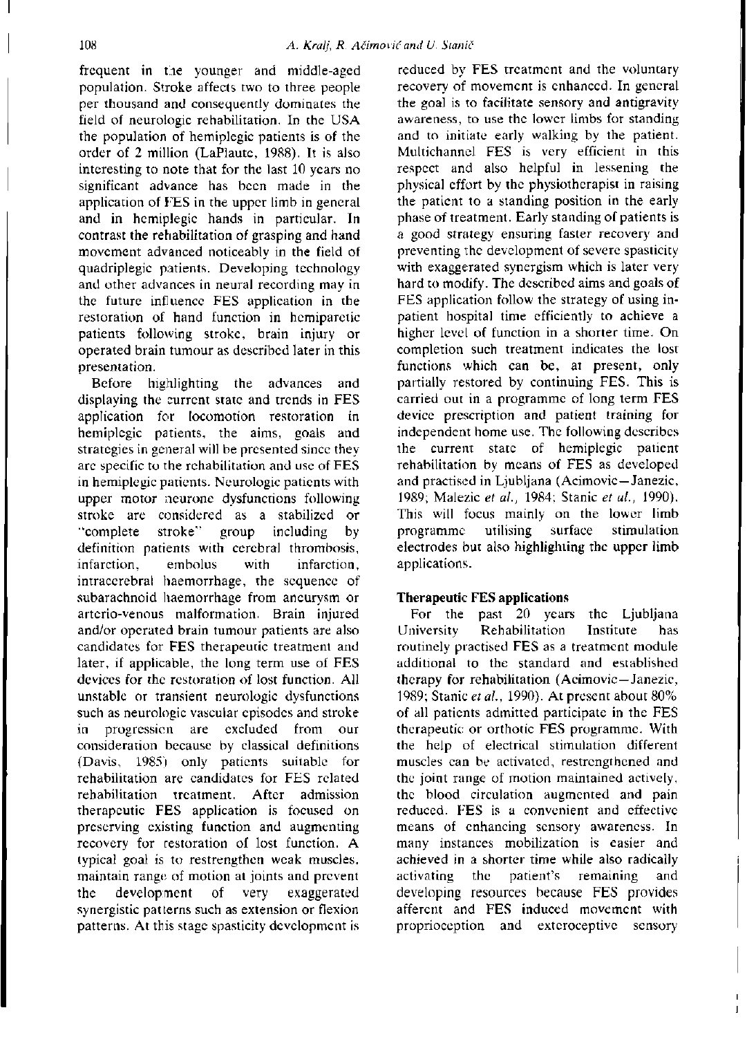frequent in the younger and middle-aged population. Stroke affects two to three people per thousand and consequently dominates the field of neurologic rehabilitation. In the USA the population of hemiplegic patients is of the order of 2 million (LaPlaute, 1988). It is also interesting to note that for the last 10 years no significant advance has been made in the application of FES in the upper limb in general and in hemiplegic hands in particular. In contrast the rehabilitation of grasping and hand movement advanced noticeably in the field of quadriplegic patients. Developing technology and other advances in neural recording may in the future influence FES application in the restoration of hand function in hemiparetic patients following stroke, brain injury or operated brain tumour as described later in this presentation.

Before highlighting the advances and displaying the current state and trends in FES application for locomotion restoration in hemiplegic patients, the aims, goals and strategies in general will be presented since they are specific to the rehabilitation and use of FES in hemiplegic patients. Neurologic patients with upper motor neurone dysfunctions following stroke are considered as a stabilized or "complete stroke" group including by definition patients with cerebral thrombosis, infarction, embolus with infarction, intracerebral haemorrhage, the sequence of subarachnoid haemorrhage from aneurysm or arterio-venous malformation. Brain injured and/or operated brain tumour patients are also candidates for FES therapeutic treatment and later, if applicable, the long term use of FES devices for the restoration of lost function. All unstable or transient neurologic dysfunctions such as neurologic vascular episodes and stroke in progression are excluded from our consideration because by classical definitions (Davis, 1985) only patients suitable for rehabilitation are candidates for FES related rehabilitation treatment. After admission therapeutic FES application is focused on preserving existing function and augmenting recovery for restoration of lost function. A typical goal is to restrengthen weak muscles, maintain range of motion at joints and prevent the development of very exaggerated synergistic patterns such as extension or flexion patterns. At this stage spasticity development is reduced by FES treatment and the voluntary recovery of movement is enhanced. In general the goal is to facilitate sensory and antigravity awareness, to use the lower limbs for standing and to initiate early walking by the patient. Multichannel FES is very efficient in this respect and also helpful in lessening the physical effort by the physiotherapist in raising the patient to a standing position in the early phase of treatment. Early standing of patients is a good strategy ensuring faster recovery and preventing the development of severe spasticity with exaggerated synergism which is later very hard to modify. The described aims and goals of FES application follow the strategy of using in-patient hospital time efficiently to achieve a higher level of function in a shorter time. On completion such treatment indicates the lost functions which can be, at present, only partially restored by continuing FES. This is carried out in a programme of long term FES device prescription and patient training for independent home use. The following describes the current state of hemiplegic patient rehabilitation by means of FES as developed and practised in Ljubljana (Acimovic—Janezic, 1989; Malezic *et al.*, 1984; Stanic *et al.*, 1990). This will focus mainly on the lower limb programme utilising surface stimulation electrodes but also highlighting the upper limb applications.

**Therapeutic FES applications**

For the past 20 years the Ljubljana University Rehabilitation Institute has routinely practised FES as a treatment module additional to the standard and established therapy for rehabilitation (Acimovic—Janezic, 1989; Stanic *et al.*, 1990). At present about 80% of all patients admitted participate in the FES therapeutic or orthotic FES programme. With the help of electrical stimulation different muscles can be activated, restrengthened and the joint range of motion maintained actively, the blood circulation augmented and pain reduced. FES is a convenient and effective means of enhancing sensory awareness. In many instances mobilization is easier and achieved in a shorter time while also radically activating the patient's remaining and developing resources because FES provides afferent and FES induced movement with proprioception and exteroceptive sensory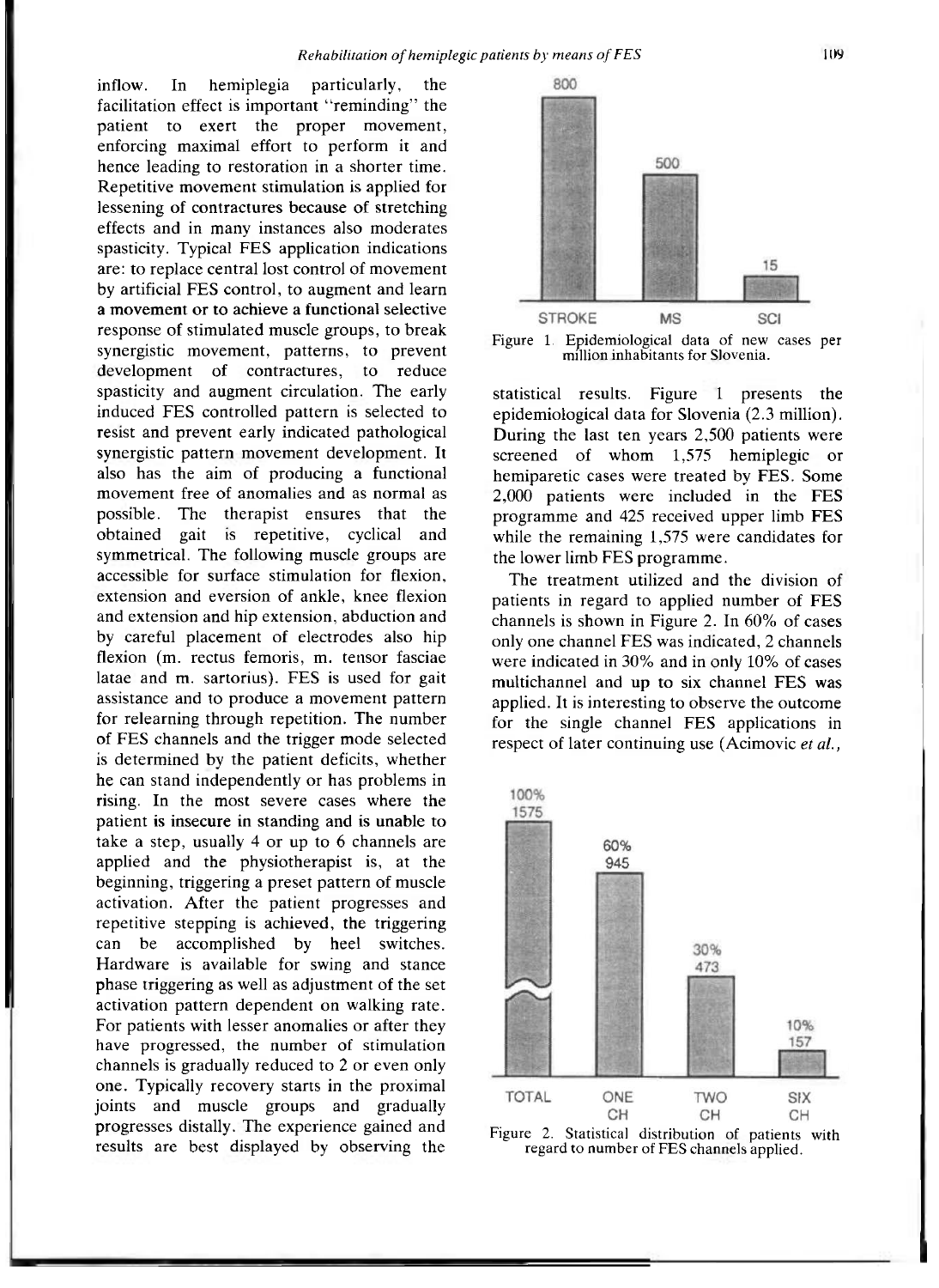inflow. In hemiplegia particularly, the facilitation effect is important "reminding" the patient to exert the proper movement, enforcing maximal effort to perform it and hence leading to restoration in a shorter time. Repetitive movement stimulation is applied for lessening of contractures because of stretching effects and in many instances also moderates spasticity. Typical FES application indications are: to replace central lost control of movement by artificial FES control, to augment and learn a movement or to achieve a functional selective response of stimulated muscle groups, to break synergistic movement, patterns, to prevent development of contractures, to reduce spasticity and augment circulation. The early induced FES controlled pattern is selected to resist and prevent early indicated pathological synergistic pattern movement development. It also has the aim of producing a functional movement free of anomalies and as normal as possible. The therapist ensures that the obtained gait is repetitive, cyclical and symmetrical. The following muscle groups are accessible for surface stimulation for flexion, extension and eversion of ankle, knee flexion and extension and hip extension, abduction and by careful placement of electrodes also hip flexion (m. rectus femoris, m. tensor fasciae latae and m. sartorius). FES is used for gait assistance and to produce a movement pattern for relearning through repetition. The number of FES channels and the trigger mode selected is determined by the patient deficits, whether he can stand independently or has problems in rising. In the most severe cases where the patient is insecure in standing and is unable to take a step, usually 4 or up to 6 channels are applied and the physiotherapist is, at the beginning, triggering a preset pattern of muscle activation. After the patient progresses and repetitive stepping is achieved, the triggering can be accomplished by heel switches. Hardware is available for swing and stance phase triggering as well as adjustment of the set activation pattern dependent on walking rate. For patients with lesser anomalies or after they have progressed, the number of stimulation channels is gradually reduced to 2 or even only one. Typically recovery starts in the proximal joints and muscle groups and gradually progresses distally. The experience gained and results are best displayed by observing the statistical results. Figure 1 presents the epidemiological data for Slovenia (2.3 million). During the last ten years 2,500 patients were screened of whom 1,575 hemiplegic or hemiparetic cases were treated by FES. Some 2,000 patients were included in the FES programme and 425 received upper limb FES while the remaining 1,575 were candidates for the lower limb FES programme.

| STROKE | MS | SCI |
|---|---|---|
| 800 | 500 | 15 |

Figure 1. Epidemiological data of new cases per million inhabitants for Slovenia.

The treatment utilized and the division of patients in regard to applied number of FES channels is shown in Figure 2. In 60% of cases only one channel FES was indicated, 2 channels were indicated in 30% and in only 10% of cases multichannel and up to six channel FES was applied. It is interesting to observe the outcome for the single channel FES applications in respect of later continuing use (Acimovic *et al.*,

| TOTAL | ONE CH | TWO CH | SIX CH |
|---|---|---|---|
| 100% 1575 | 60% 945 | 30% 473 | 10% 157 |

Figure 2. Statistical distribution of patients with regard to number of FES channels applied.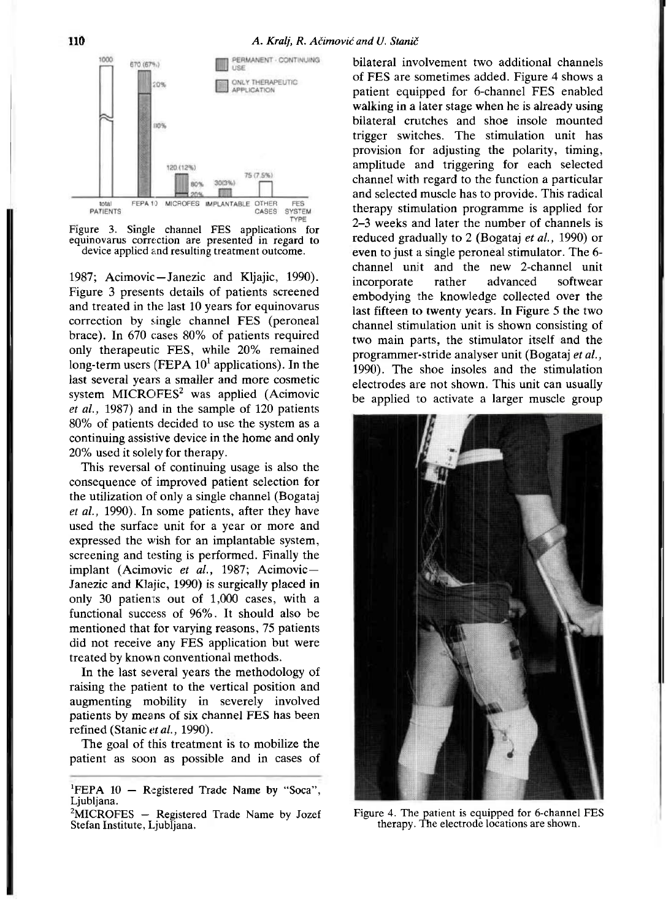Figure 3. Single channel FES applications for equinovarus correction are presented in regard to device applied and resulting treatment outcome.

1987; Acimovic—Janezic and Kljajic, 1990). Figure 3 presents details of patients screened and treated in the last 10 years for equinovarus correction by single channel FES (peroneal brace). In 670 cases 80% of patients required only therapeutic FES, while 20% remained long-term users (FEPA 10[1] applications). In the last several years a smaller and more cosmetic system MICROFES[2] was applied (Acimovic *et al.*, 1987) and in the sample of 120 patients 80% of patients decided to use the system as a continuing assistive device in the home and only 20% used it solely for therapy.

This reversal of continuing usage is also the consequence of improved patient selection for the utilization of only a single channel (Bogataj *et al.*, 1990). In some patients, after they have used the surface unit for a year or more and expressed the wish for an implantable system, screening and testing is performed. Finally the implant (Acimovic *et al.*, 1987; Acimovic—Janezic and Klajic, 1990) is surgically placed in only 30 patients out of 1,000 cases, with a functional success of 96%. It should also be mentioned that for varying reasons, 75 patients did not receive any FES application but were treated by known conventional methods.

In the last several years the methodology of raising the patient to the vertical position and augmenting mobility in severely involved patients by means of six channel FES has been refined (Stanic *et al.*, 1990).

The goal of this treatment is to mobilize the patient as soon as possible and in cases of bilateral involvement two additional channels of FES are sometimes added. Figure 4 shows a patient equipped for 6-channel FES enabled walking in a later stage when he is already using bilateral crutches and shoe insole mounted trigger switches. The stimulation unit has provision for adjusting the polarity, timing, amplitude and triggering for each selected channel with regard to the function a particular and selected muscle has to provide. This radical therapy stimulation programme is applied for 2–3 weeks and later the number of channels is reduced gradually to 2 (Bogataj *et al.*, 1990) or even to just a single peroneal stimulator. The 6-channel unit and the new 2-channel unit incorporate rather advanced softwear embodying the knowledge collected over the last fifteen to twenty years. In Figure 5 the two channel stimulation unit is shown consisting of two main parts, the stimulator itself and the programmer-stride analyser unit (Bogataj *et al.*, 1990). The shoe insoles and the stimulation electrodes are not shown. This unit can usually be applied to activate a larger muscle group

Figure 4. The patient is equipped for 6-channel FES therapy. The electrode locations are shown.

[1]FEPA 10 — Registered Trade Name by "Soca", Ljubljana.

[2]MICROFES — Registered Trade Name by Jozef Stefan Institute, Ljubljana.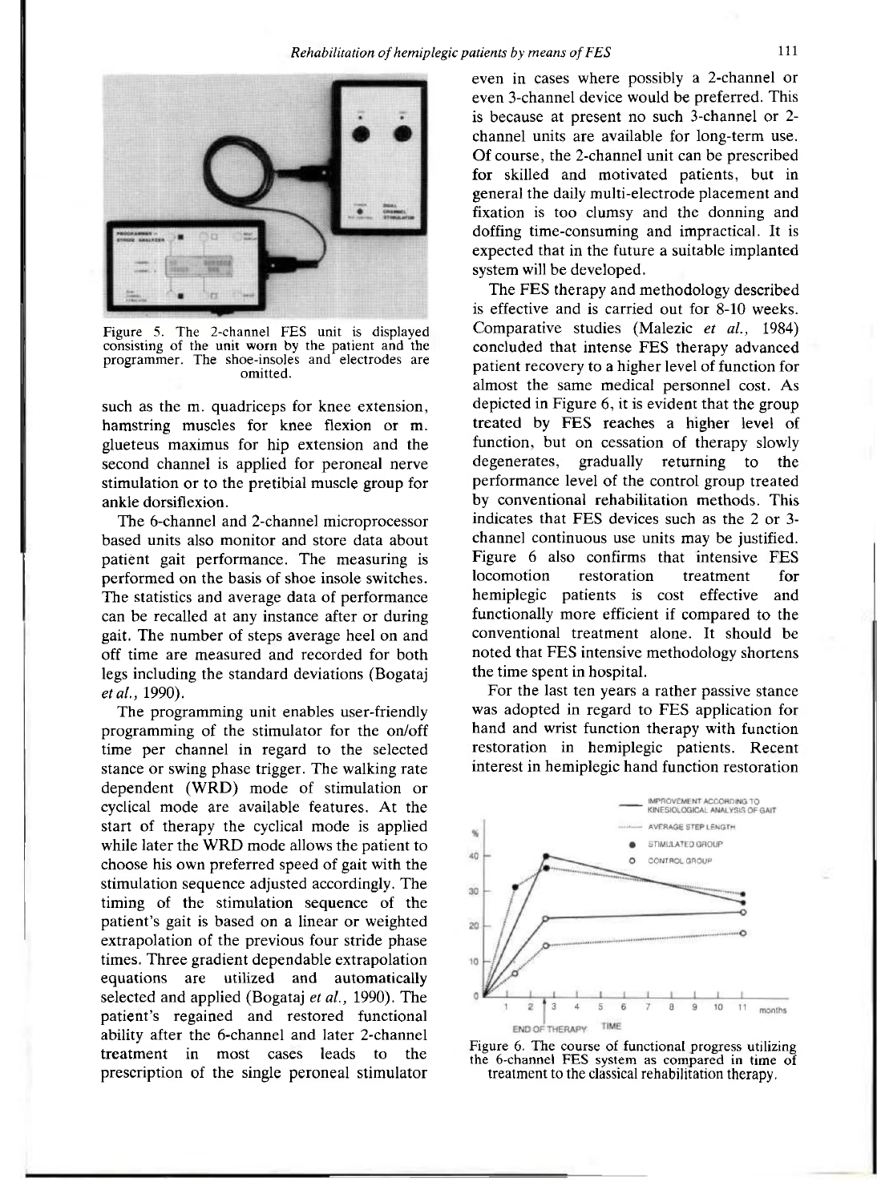Figure 5. The 2-channel FES unit is displayed consisting of the unit worn by the patient and the programmer. The shoe-insoles and electrodes are omitted.

such as the m. quadriceps for knee extension, hamstring muscles for knee flexion or m. glueteus maximus for hip extension and the second channel is applied for peroneal nerve stimulation or to the pretibial muscle group for ankle dorsiflexion.

The 6-channel and 2-channel microprocessor based units also monitor and store data about patient gait performance. The measuring is performed on the basis of shoe insole switches. The statistics and average data of performance can be recalled at any instance after or during gait. The number of steps average heel on and off time are measured and recorded for both legs including the standard deviations (Bogataj *et al.*, 1990).

The programming unit enables user-friendly programming of the stimulator for the on/off time per channel in regard to the selected stance or swing phase trigger. The walking rate dependent (WRD) mode of stimulation or cyclical mode are available features. At the start of therapy the cyclical mode is applied while later the WRD mode allows the patient to choose his own preferred speed of gait with the stimulation sequence adjusted accordingly. The timing of the stimulation sequence of the patient's gait is based on a linear or weighted extrapolation of the previous four stride phase times. Three gradient dependable extrapolation equations are utilized and automatically selected and applied (Bogataj *et al.*, 1990). The patient's regained and restored functional ability after the 6-channel and later 2-channel treatment in most cases leads to the prescription of the single peroneal stimulator even in cases where possibly a 2-channel or even 3-channel device would be preferred. This is because at present no such 3-channel or 2-channel units are available for long-term use. Of course, the 2-channel unit can be prescribed for skilled and motivated patients, but in general the daily multi-electrode placement and fixation is too clumsy and the donning and doffing time-consuming and impractical. It is expected that in the future a suitable implanted system will be developed.

The FES therapy and methodology described is effective and is carried out for 8-10 weeks. Comparative studies (Malezic *et al.*, 1984) concluded that intense FES therapy advanced patient recovery to a higher level of function for almost the same medical personnel cost. As depicted in Figure 6, it is evident that the group treated by FES reaches a higher level of function, but on cessation of therapy slowly degenerates, gradually returning to the performance level of the control group treated by conventional rehabilitation methods. This indicates that FES devices such as the 2 or 3-channel continuous use units may be justified. Figure 6 also confirms that intensive FES locomotion restoration treatment for hemiplegic patients is cost effective and functionally more efficient if compared to the conventional treatment alone. It should be noted that FES intensive methodology shortens the time spent in hospital.

For the last ten years a rather passive stance was adopted in regard to FES application for hand and wrist function therapy with function restoration in hemiplegic patients. Recent interest in hemiplegic hand function restoration

Figure 6. The course of functional progress utilizing the 6-channel FES system as compared in time of treatment to the classical rehabilitation therapy.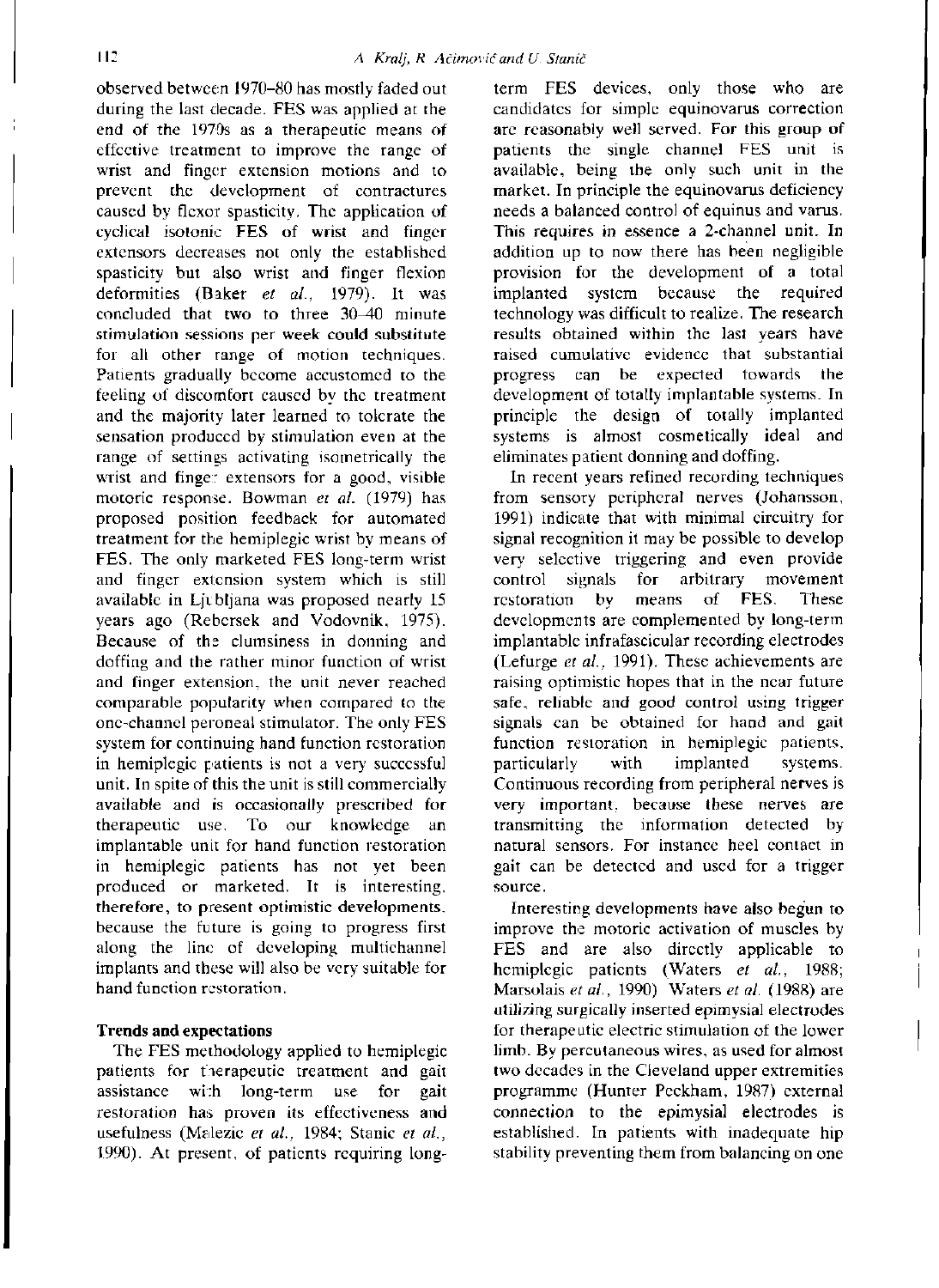observed between 1970–80 has mostly faded out during the last decade. FES was applied at the end of the 1970s as a therapeutic means of effective treatment to improve the range of wrist and finger extension motions and to prevent the development of contractures caused by flexor spasticity. The application of cyclical isotonic FES of wrist and finger extensors decreases not only the established spasticity but also wrist and finger flexion deformities (Baker *et al.*, 1979). It was concluded that two to three 30–40 minute stimulation sessions per week could substitute for all other range of motion techniques. Patients gradually become accustomed to the feeling of discomfort caused by the treatment and the majority later learned to tolerate the sensation produced by stimulation even at the range of settings activating isometrically the wrist and finger extensors for a good, visible motoric response. Bowman *et al.* (1979) has proposed position feedback for automated treatment for the hemiplegic wrist by means of FES. The only marketed FES long-term wrist and finger extension system which is still available in Ljubljana was proposed nearly 15 years ago (Rebersek and Vodovnik, 1975). Because of the clumsiness in donning and doffing and the rather minor function of wrist and finger extension, the unit never reached comparable popularity when compared to the one-channel peroneal stimulator. The only FES system for continuing hand function restoration in hemiplegic patients is not a very successful unit. In spite of this the unit is still commercially available and is occasionally prescribed for therapeutic use. To our knowledge an implantable unit for hand function restoration in hemiplegic patients has not yet been produced or marketed. It is interesting, therefore, to present optimistic developments, because the future is going to progress first along the line of developing multichannel implants and these will also be very suitable for hand function restoration.

**Trends and expectations**

The FES methodology applied to hemiplegic patients for therapeutic treatment and gait assistance with long-term use for gait restoration has proven its effectiveness and usefulness (Malezic *et al.*, 1984; Stanic *et al.*, 1990). At present, of patients requiring long-term FES devices, only those who are candidates for simple equinovarus correction are reasonably well served. For this group of patients the single channel FES unit is available, being the only such unit in the market. In principle the equinovarus deficiency needs a balanced control of equinus and varus. This requires in essence a 2-channel unit. In addition up to now there has been negligible provision for the development of a total implanted system because the required technology was difficult to realize. The research results obtained within the last years have raised cumulative evidence that substantial progress can be expected towards the development of totally implantable systems. In principle the design of totally implanted systems is almost cosmetically ideal and eliminates patient donning and doffing.

In recent years refined recording techniques from sensory peripheral nerves (Johansson, 1991) indicate that with minimal circuitry for signal recognition it may be possible to develop very selective triggering and even provide control signals for arbitrary movement restoration by means of FES. These developments are complemented by long-term implantable infrafascicular recording electrodes (Lefurge *et al.*, 1991). These achievements are raising optimistic hopes that in the near future safe, reliable and good control using trigger signals can be obtained for hand and gait function restoration in hemiplegic patients, particularly with implanted systems. Continuous recording from peripheral nerves is very important, because these nerves are transmitting the information detected by natural sensors. For instance heel contact in gait can be detected and used for a trigger source.

Interesting developments have also begun to improve the motoric activation of muscles by FES and are also directly applicable to hemiplegic patients (Waters *et al.*, 1988; Marsolais *et al.*, 1990). Waters *et al.* (1988) are utilizing surgically inserted epimysial electrodes for therapeutic electric stimulation of the lower limb. By percutaneous wires, as used for almost two decades in the Cleveland upper extremities programme (Hunter Peckham, 1987) external connection to the epimysial electrodes is established. In patients with inadequate hip stability preventing them from balancing on one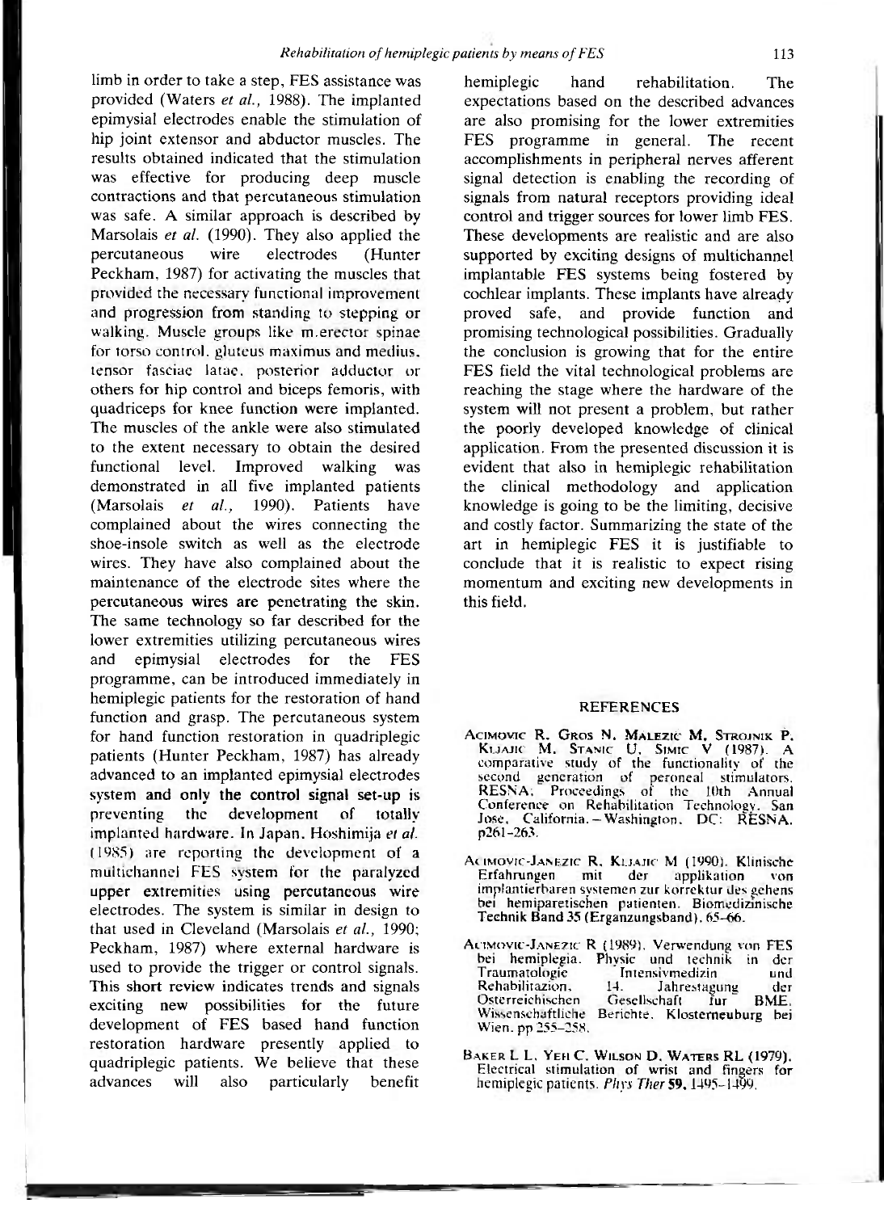limb in order to take a step, FES assistance was provided (Waters *et al.*, 1988). The implanted epimysial electrodes enable the stimulation of hip joint extensor and abductor muscles. The results obtained indicated that the stimulation was effective for producing deep muscle contractions and that percutaneous stimulation was safe. A similar approach is described by Marsolais *et al.* (1990). They also applied the percutaneous wire electrodes (Hunter Peckham, 1987) for activating the muscles that provided the necessary functional improvement and progression from standing to stepping or walking. Muscle groups like m.erector spinae for torso control, gluteus maximus and medius, tensor fasciae latae, posterior adductor or others for hip control and biceps femoris, with quadriceps for knee function were implanted. The muscles of the ankle were also stimulated to the extent necessary to obtain the desired functional level. Improved walking was demonstrated in all five implanted patients (Marsolais *et al.*, 1990). Patients have complained about the wires connecting the shoe-insole switch as well as the electrode wires. They have also complained about the maintenance of the electrode sites where the percutaneous wires are penetrating the skin. The same technology so far described for the lower extremities utilizing percutaneous wires and epimysial electrodes for the FES programme, can be introduced immediately in hemiplegic patients for the restoration of hand function and grasp. The percutaneous system for hand function restoration in quadriplegic patients (Hunter Peckham, 1987) has already advanced to an implanted epimysial electrodes system and only the control signal set-up is preventing the development of totally implanted hardware. In Japan, Hoshimija *et al.* (1985) are reporting the development of a multichannel FES system for the paralyzed upper extremities using percutaneous wire electrodes. The system is similar in design to that used in Cleveland (Marsolais *et al.*, 1990; Peckham, 1987) where external hardware is used to provide the trigger or control signals. This short review indicates trends and signals exciting new possibilities for the future development of FES based hand function restoration hardware presently applied to quadriplegic patients. We believe that these advances will also particularly benefit hemiplegic hand rehabilitation. The expectations based on the described advances are also promising for the lower extremities FES programme in general. The recent accomplishments in peripheral nerves afferent signal detection is enabling the recording of signals from natural receptors providing ideal control and trigger sources for lower limb FES. These developments are realistic and are also supported by exciting designs of multichannel implantable FES systems being fostered by cochlear implants. These implants have already proved safe, and provide function and promising technological possibilities. Gradually the conclusion is growing that for the entire FES field the vital technological problems are reaching the stage where the hardware of the system will not present a problem, but rather the poorly developed knowledge of clinical application. From the presented discussion it is evident that also in hemiplegic rehabilitation the clinical methodology and application knowledge is going to be the limiting, decisive and costly factor. Summarizing the state of the art in hemiplegic FES it is justifiable to conclude that it is realistic to expect rising momentum and exciting new developments in this field.

## REFERENCES

Acimovic R, Gros N, Malezic M, Strojnik P, Kljajic M, Stanic U, Simic V (1987). A comparative study of the functionality of the second generation of peroneal stimulators. RESNA: Proceedings of the 10th Annual Conference on Rehabilitation Technology. San Jose, California. – Washington, DC: RESNA, p261–263.

Acimovic-Janezic R, Kljajic M (1990). Klinische Erfahrungen mit der applikation von implantierbaren systemen zur korrektur des gehens bei hemiparetischen patienten. Biomedizinische Technik Band 35 (Ergänzungsband), 65–66.

Acimovic-Janezic R (1989). Verwendung von FES bei hemiplegia. Physic und technik in der Traumatologie Intensivmedizin und Rehabilitazion, 14. Jahrestagung der Österreichischen Gesellschaft für BME. Wissenschaftliche Berichte. Klosterneuburg bei Wien. pp 255–258.

Baker L L, Yeh C, Wilson D, Waters RL (1979). Electrical stimulation of wrist and fingers for hemiplegic patients. *Phys Ther* **59**, 1495–1499.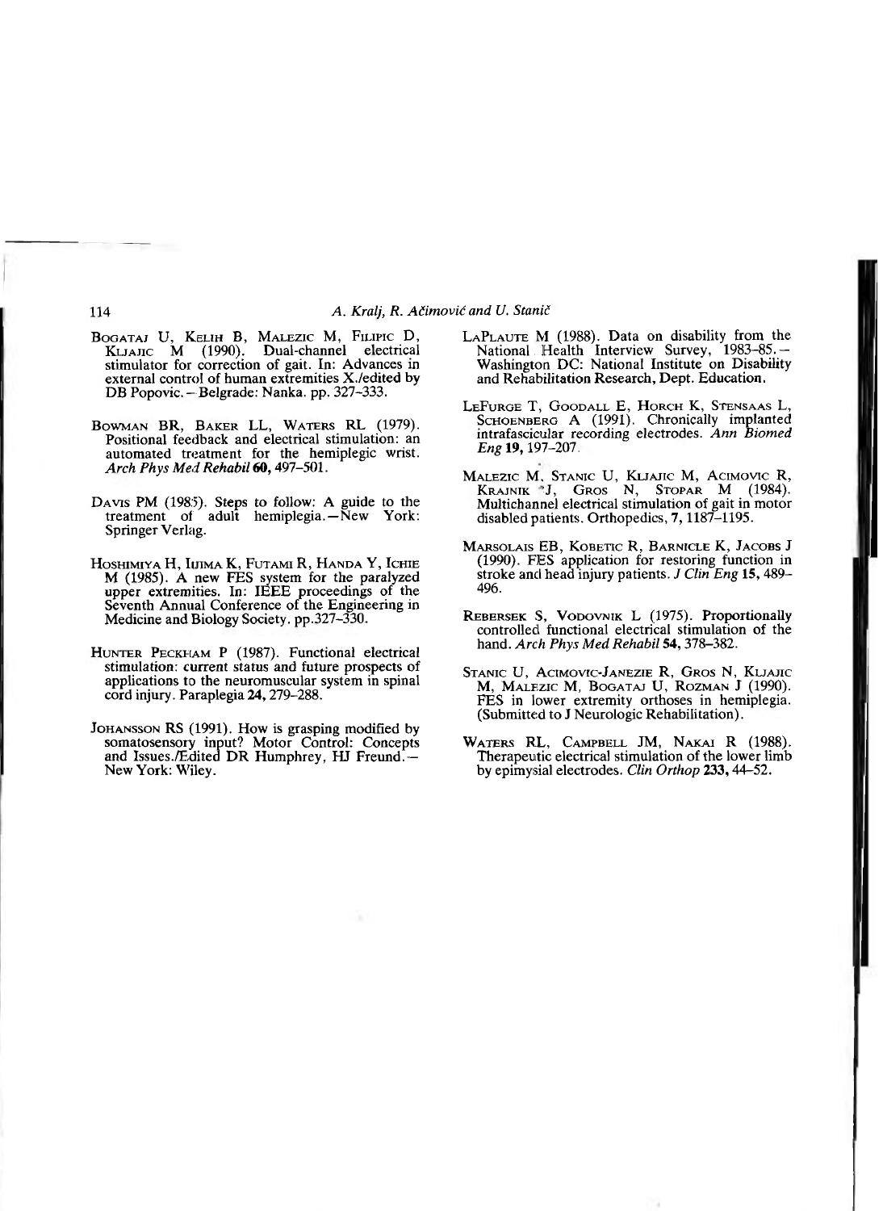Bogataj U, Kelih B, Malezic M, Filipic D, Kljajic M (1990). Dual-channel electrical stimulator for correction of gait. In: Advances in external control of human extremities X./edited by DB Popovic. – Belgrade: Nanka. pp. 327–333.

Bowman BR, Baker LL, Waters RL (1979). Positional feedback and electrical stimulation: an automated treatment for the hemiplegic wrist. *Arch Phys Med Rehabil* **60**, 497–501.

Davis PM (1985). Steps to follow: A guide to the treatment of adult hemiplegia. – New York: Springer Verlag.

Hoshimiya H, Iijima K, Futami R, Handa Y, Ichie M (1985). A new FES system for the paralyzed upper extremities. In: IEEE proceedings of the Seventh Annual Conference of the Engineering in Medicine and Biology Society. pp.327–330.

Hunter Peckham P (1987). Functional electrical stimulation: current status and future prospects of applications to the neuromuscular system in spinal cord injury. Paraplegia **24**, 279–288.

Johansson RS (1991). How is grasping modified by somatosensory input? Motor Control: Concepts and Issues./Edited DR Humphrey, HJ Freund. – New York: Wiley.

LaPlaute M (1988). Data on disability from the National Health Interview Survey, 1983–85. – Washington DC: National Institute on Disability and Rehabilitation Research, Dept. Education.

LeFurge T, Goodall E, Horch K, Stensaas L, Schoenberg A (1991). Chronically implanted intrafascicular recording electrodes. *Ann Biomed Eng* **19**, 197–207.

Malezic M, Stanic U, Kljajic M, Acimovic R, Krajnik J, Gros N, Stopar M (1984). Multichannel electrical stimulation of gait in motor disabled patients. Orthopedics, **7**, 1187–1195.

Marsolais EB, Kobetic R, Barnicle K, Jacobs J (1990). FES application for restoring function in stroke and head injury patients. *J Clin Eng* **15**, 489–496.

Rebersek S, Vodovnik L (1975). Proportionally controlled functional electrical stimulation of the hand. *Arch Phys Med Rehabil* **54**, 378–382.

Stanic U, Acimovic-Janezic R, Gros N, Kljajic M, Malezic M, Bogataj U, Rozman J (1990). FES in lower extremity orthoses in hemiplegia. (Submitted to J Neurologic Rehabilitation).

Waters RL, Campbell JM, Nakai R (1988). Therapeutic electrical stimulation of the lower limb by epimysial electrodes. *Clin Orthop* **233**, 44–52.